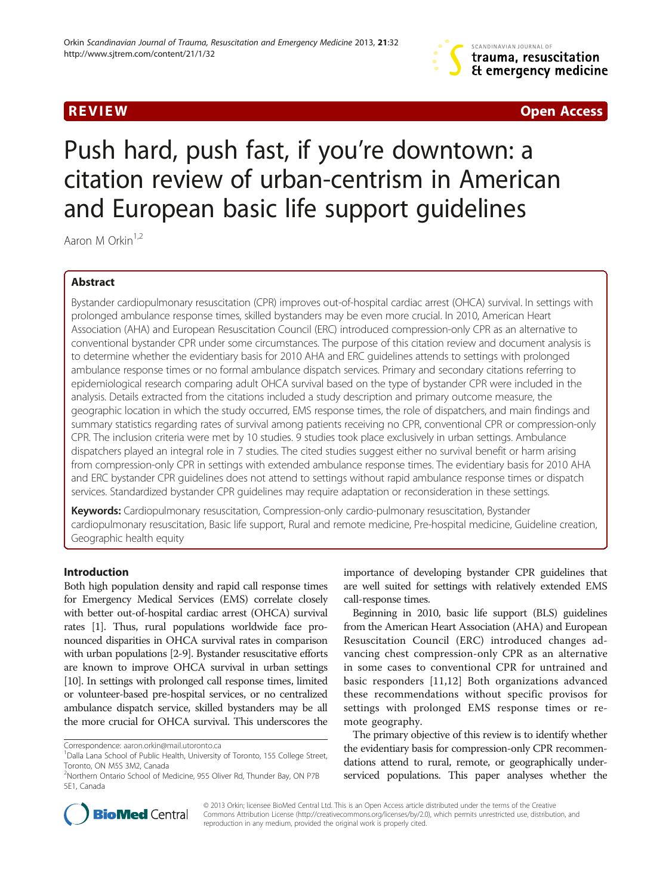REVIEW Open Access

# Push hard, push fast, if you're downtown: a citation review of urban-centrism in American and European basic life support guidelines

Aaron M Orkin[1,2]

## Abstract

Bystander cardiopulmonary resuscitation (CPR) improves out-of-hospital cardiac arrest (OHCA) survival. In settings with prolonged ambulance response times, skilled bystanders may be even more crucial. In 2010, American Heart Association (AHA) and European Resuscitation Council (ERC) introduced compression-only CPR as an alternative to conventional bystander CPR under some circumstances. The purpose of this citation review and document analysis is to determine whether the evidentiary basis for 2010 AHA and ERC guidelines attends to settings with prolonged ambulance response times or no formal ambulance dispatch services. Primary and secondary citations referring to epidemiological research comparing adult OHCA survival based on the type of bystander CPR were included in the analysis. Details extracted from the citations included a study description and primary outcome measure, the geographic location in which the study occurred, EMS response times, the role of dispatchers, and main findings and summary statistics regarding rates of survival among patients receiving no CPR, conventional CPR or compression-only CPR. The inclusion criteria were met by 10 studies. 9 studies took place exclusively in urban settings. Ambulance dispatchers played an integral role in 7 studies. The cited studies suggest either no survival benefit or harm arising from compression-only CPR in settings with extended ambulance response times. The evidentiary basis for 2010 AHA and ERC bystander CPR guidelines does not attend to settings without rapid ambulance response times or dispatch services. Standardized bystander CPR guidelines may require adaptation or reconsideration in these settings.

**Keywords:** Cardiopulmonary resuscitation, Compression-only cardio-pulmonary resuscitation, Bystander cardiopulmonary resuscitation, Basic life support, Rural and remote medicine, Pre-hospital medicine, Guideline creation, Geographic health equity

## Introduction

Both high population density and rapid call response times for Emergency Medical Services (EMS) correlate closely with better out-of-hospital cardiac arrest (OHCA) survival rates [1]. Thus, rural populations worldwide face pronounced disparities in OHCA survival rates in comparison with urban populations [2-9]. Bystander resuscitative efforts are known to improve OHCA survival in urban settings [10]. In settings with prolonged call response times, limited or volunteer-based pre-hospital services, or no centralized ambulance dispatch service, skilled bystanders may be all the more crucial for OHCA survival. This underscores the importance of developing bystander CPR guidelines that are well suited for settings with relatively extended EMS call-response times.

Beginning in 2010, basic life support (BLS) guidelines from the American Heart Association (AHA) and European Resuscitation Council (ERC) introduced changes advancing chest compression-only CPR as an alternative in some cases to conventional CPR for untrained and basic responders [11,12] Both organizations advanced these recommendations without specific provisos for settings with prolonged EMS response times or remote geography.

The primary objective of this review is to identify whether the evidentiary basis for compression-only CPR recommendations attend to rural, remote, or geographically underserviced populations. This paper analyses whether the

Correspondence: aaron.orkin@mail.utoronto.ca
[1]Dalla Lana School of Public Health, University of Toronto, 155 College Street, Toronto, ON M5S 3M2, Canada
[2]Northern Ontario School of Medicine, 955 Oliver Rd, Thunder Bay, ON P7B 5E1, Canada

© 2013 Orkin; licensee BioMed Central Ltd. This is an Open Access article distributed under the terms of the Creative Commons Attribution License (http://creativecommons.org/licenses/by/2.0), which permits unrestricted use, distribution, and reproduction in any medium, provided the original work is properly cited.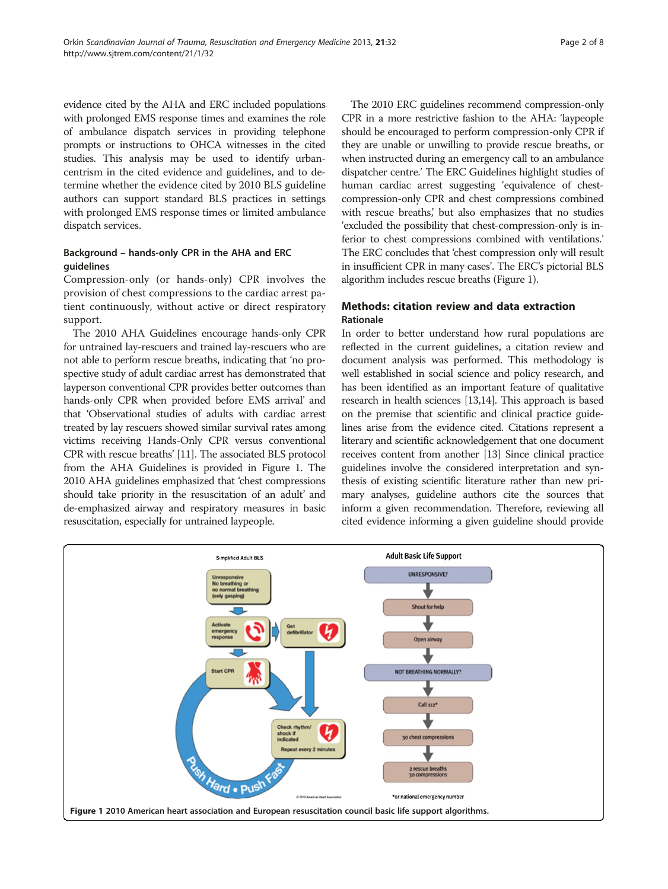evidence cited by the AHA and ERC included populations with prolonged EMS response times and examines the role of ambulance dispatch services in providing telephone prompts or instructions to OHCA witnesses in the cited studies. This analysis may be used to identify urban-centrism in the cited evidence and guidelines, and to determine whether the evidence cited by 2010 BLS guideline authors can support standard BLS practices in settings with prolonged EMS response times or limited ambulance dispatch services.

### Background – hands-only CPR in the AHA and ERC guidelines

Compression-only (or hands-only) CPR involves the provision of chest compressions to the cardiac arrest patient continuously, without active or direct respiratory support.

The 2010 AHA Guidelines encourage hands-only CPR for untrained lay-rescuers and trained lay-rescuers who are not able to perform rescue breaths, indicating that 'no prospective study of adult cardiac arrest has demonstrated that layperson conventional CPR provides better outcomes than hands-only CPR when provided before EMS arrival' and that 'Observational studies of adults with cardiac arrest treated by lay rescuers showed similar survival rates among victims receiving Hands-Only CPR versus conventional CPR with rescue breaths' [11]. The associated BLS protocol from the AHA Guidelines is provided in Figure 1. The 2010 AHA guidelines emphasized that 'chest compressions should take priority in the resuscitation of an adult' and de-emphasized airway and respiratory measures in basic resuscitation, especially for untrained laypeople.

The 2010 ERC guidelines recommend compression-only CPR in a more restrictive fashion to the AHA: 'laypeople should be encouraged to perform compression-only CPR if they are unable or unwilling to provide rescue breaths, or when instructed during an emergency call to an ambulance dispatcher centre.' The ERC Guidelines highlight studies of human cardiac arrest suggesting 'equivalence of chest-compression-only CPR and chest compressions combined with rescue breaths,' but also emphasizes that no studies 'excluded the possibility that chest-compression-only is inferior to chest compressions combined with ventilations.' The ERC concludes that 'chest compression only will result in insufficient CPR in many cases'. The ERC's pictorial BLS algorithm includes rescue breaths (Figure 1).

## Methods: citation review and data extraction

### Rationale

In order to better understand how rural populations are reflected in the current guidelines, a citation review and document analysis was performed. This methodology is well established in social science and policy research, and has been identified as an important feature of qualitative research in health sciences [13,14]. This approach is based on the premise that scientific and clinical practice guidelines arise from the evidence cited. Citations represent a literary and scientific acknowledgement that one document receives content from another [13] Since clinical practice guidelines involve the considered interpretation and synthesis of existing scientific literature rather than new primary analyses, guideline authors cite the sources that inform a given recommendation. Therefore, reviewing all cited evidence informing a given guideline should provide

**Figure 1** 2010 American heart association and European resuscitation council basic life support algorithms.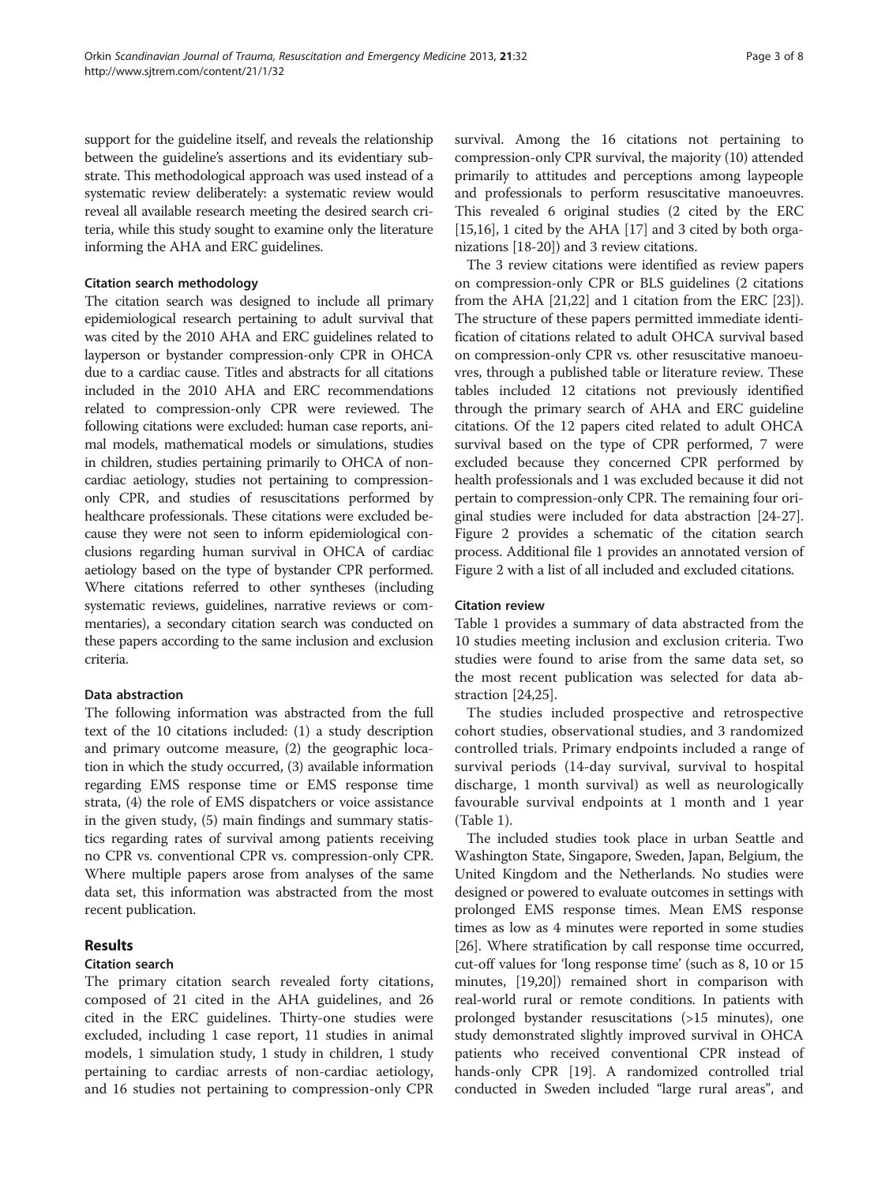support for the guideline itself, and reveals the relationship between the guideline's assertions and its evidentiary substrate. This methodological approach was used instead of a systematic review deliberately: a systematic review would reveal all available research meeting the desired search criteria, while this study sought to examine only the literature informing the AHA and ERC guidelines.

### Citation search methodology

The citation search was designed to include all primary epidemiological research pertaining to adult survival that was cited by the 2010 AHA and ERC guidelines related to layperson or bystander compression-only CPR in OHCA due to a cardiac cause. Titles and abstracts for all citations included in the 2010 AHA and ERC recommendations related to compression-only CPR were reviewed. The following citations were excluded: human case reports, animal models, mathematical models or simulations, studies in children, studies pertaining primarily to OHCA of non-cardiac aetiology, studies not pertaining to compression-only CPR, and studies of resuscitations performed by healthcare professionals. These citations were excluded because they were not seen to inform epidemiological conclusions regarding human survival in OHCA of cardiac aetiology based on the type of bystander CPR performed. Where citations referred to other syntheses (including systematic reviews, guidelines, narrative reviews or commentaries), a secondary citation search was conducted on these papers according to the same inclusion and exclusion criteria.

### Data abstraction

The following information was abstracted from the full text of the 10 citations included: (1) a study description and primary outcome measure, (2) the geographic location in which the study occurred, (3) available information regarding EMS response time or EMS response time strata, (4) the role of EMS dispatchers or voice assistance in the given study, (5) main findings and summary statistics regarding rates of survival among patients receiving no CPR vs. conventional CPR vs. compression-only CPR. Where multiple papers arose from analyses of the same data set, this information was abstracted from the most recent publication.

## Results

### Citation search

The primary citation search revealed forty citations, composed of 21 cited in the AHA guidelines, and 26 cited in the ERC guidelines. Thirty-one studies were excluded, including 1 case report, 11 studies in animal models, 1 simulation study, 1 study in children, 1 study pertaining to cardiac arrests of non-cardiac aetiology, and 16 studies not pertaining to compression-only CPR survival. Among the 16 citations not pertaining to compression-only CPR survival, the majority (10) attended primarily to attitudes and perceptions among laypeople and professionals to perform resuscitative manoeuvres. This revealed 6 original studies (2 cited by the ERC [15,16], 1 cited by the AHA [17] and 3 cited by both organizations [18-20]) and 3 review citations.

The 3 review citations were identified as review papers on compression-only CPR or BLS guidelines (2 citations from the AHA [21,22] and 1 citation from the ERC [23]). The structure of these papers permitted immediate identification of citations related to adult OHCA survival based on compression-only CPR vs. other resuscitative manoeuvres, through a published table or literature review. These tables included 12 citations not previously identified through the primary search of AHA and ERC guideline citations. Of the 12 papers cited related to adult OHCA survival based on the type of CPR performed, 7 were excluded because they concerned CPR performed by health professionals and 1 was excluded because it did not pertain to compression-only CPR. The remaining four original studies were included for data abstraction [24-27]. Figure 2 provides a schematic of the citation search process. Additional file 1 provides an annotated version of Figure 2 with a list of all included and excluded citations.

### Citation review

Table 1 provides a summary of data abstracted from the 10 studies meeting inclusion and exclusion criteria. Two studies were found to arise from the same data set, so the most recent publication was selected for data abstraction [24,25].

The studies included prospective and retrospective cohort studies, observational studies, and 3 randomized controlled trials. Primary endpoints included a range of survival periods (14-day survival, survival to hospital discharge, 1 month survival) as well as neurologically favourable survival endpoints at 1 month and 1 year (Table 1).

The included studies took place in urban Seattle and Washington State, Singapore, Sweden, Japan, Belgium, the United Kingdom and the Netherlands. No studies were designed or powered to evaluate outcomes in settings with prolonged EMS response times. Mean EMS response times as low as 4 minutes were reported in some studies [26]. Where stratification by call response time occurred, cut-off values for 'long response time' (such as 8, 10 or 15 minutes, [19,20]) remained short in comparison with real-world rural or remote conditions. In patients with prolonged bystander resuscitations (>15 minutes), one study demonstrated slightly improved survival in OHCA patients who received conventional CPR instead of hands-only CPR [19]. A randomized controlled trial conducted in Sweden included "large rural areas", and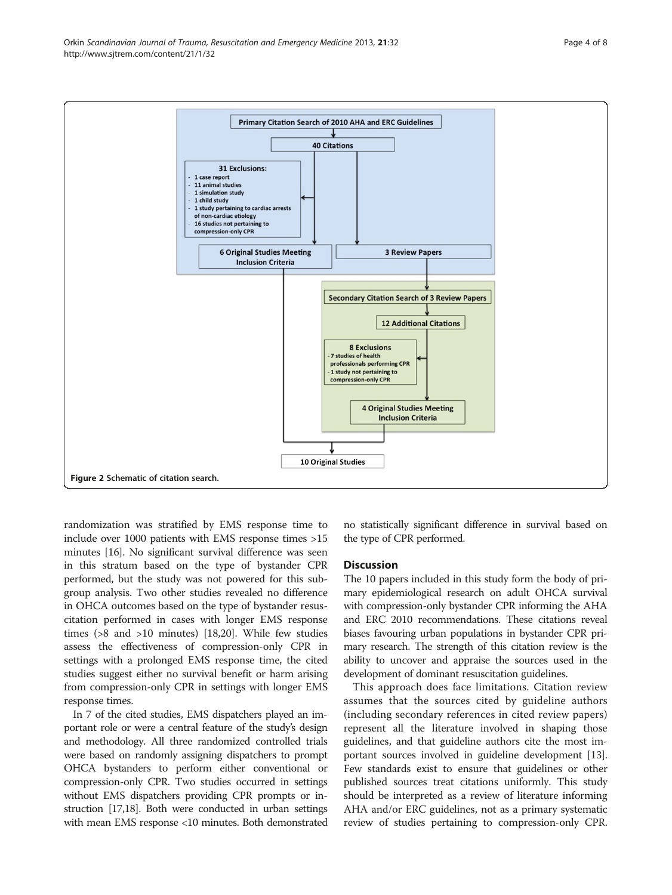**Figure 2** Schematic of citation search.

randomization was stratified by EMS response time to include over 1000 patients with EMS response times >15 minutes [16]. No significant survival difference was seen in this stratum based on the type of bystander CPR performed, but the study was not powered for this subgroup analysis. Two other studies revealed no difference in OHCA outcomes based on the type of bystander resuscitation performed in cases with longer EMS response times (>8 and >10 minutes) [18,20]. While few studies assess the effectiveness of compression-only CPR in settings with a prolonged EMS response time, the cited studies suggest either no survival benefit or harm arising from compression-only CPR in settings with longer EMS response times.

In 7 of the cited studies, EMS dispatchers played an important role or were a central feature of the study's design and methodology. All three randomized controlled trials were based on randomly assigning dispatchers to prompt OHCA bystanders to perform either conventional or compression-only CPR. Two studies occurred in settings without EMS dispatchers providing CPR prompts or instruction [17,18]. Both were conducted in urban settings with mean EMS response <10 minutes. Both demonstrated no statistically significant difference in survival based on the type of CPR performed.

## Discussion

The 10 papers included in this study form the body of primary epidemiological research on adult OHCA survival with compression-only bystander CPR informing the AHA and ERC 2010 recommendations. These citations reveal biases favouring urban populations in bystander CPR primary research. The strength of this citation review is the ability to uncover and appraise the sources used in the development of dominant resuscitation guidelines.

This approach does face limitations. Citation review assumes that the sources cited by guideline authors (including secondary references in cited review papers) represent all the literature involved in shaping those guidelines, and that guideline authors cite the most important sources involved in guideline development [13]. Few standards exist to ensure that guidelines or other published sources treat citations uniformly. This study should be interpreted as a review of literature informing AHA and/or ERC guidelines, not as a primary systematic review of studies pertaining to compression-only CPR.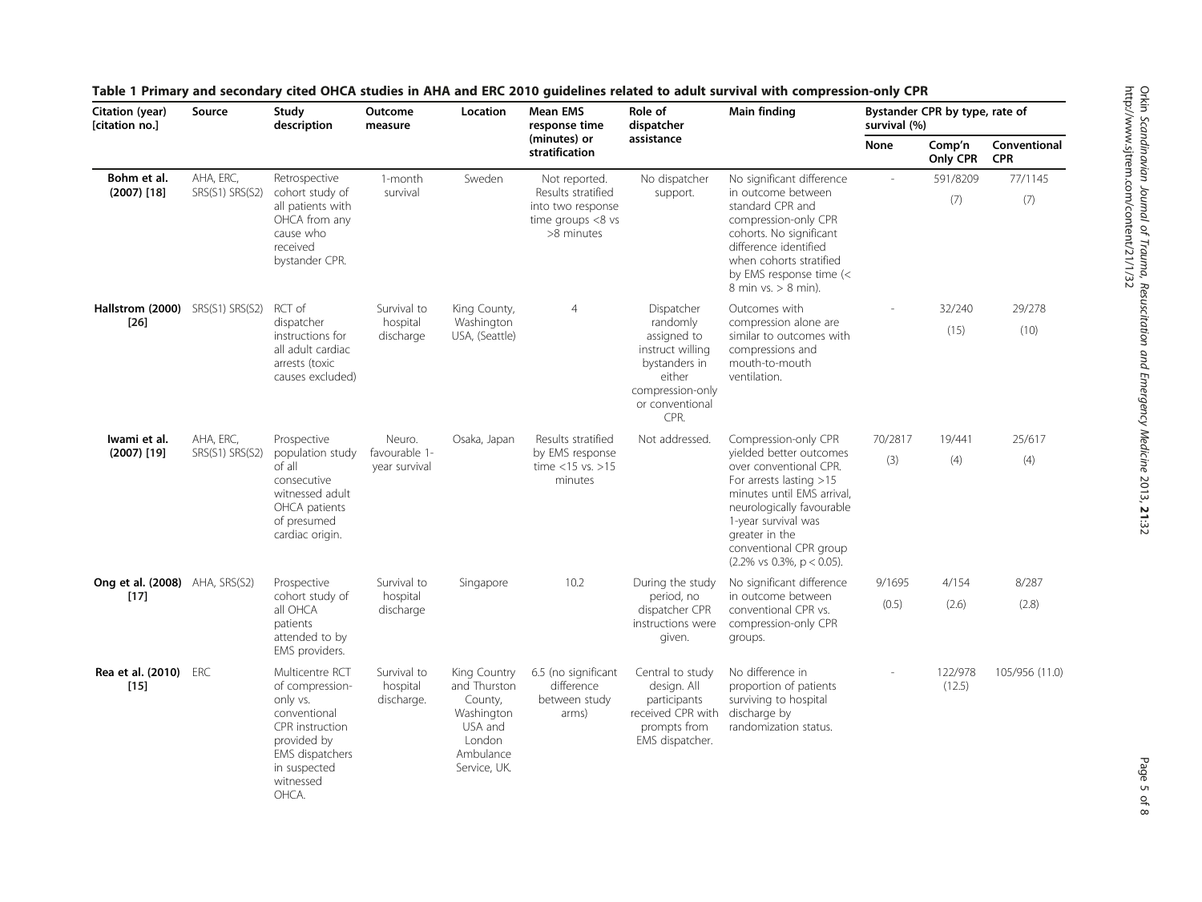**Table 1 Primary and secondary cited OHCA studies in AHA and ERC 2010 guidelines related to adult survival with compression-only CPR**

| Citation (year) [citation no.] | Source | Study description | Outcome measure | Location | Mean EMS response time (minutes) or stratification | Role of dispatcher assistance | Main finding | Bystander CPR by type, rate of survival (%) | | |
|---|---|---|---|---|---|---|---|---|---|---|
| | | | | | | | | None | Comp'n Only CPR | Conventional CPR |
| **Bohm et al. (2007) [18]** | AHA, ERC, SRS(S1) SRS(S2) | Retrospective cohort study of all patients with OHCA from any cause who received bystander CPR. | 1-month survival | Sweden | Not reported. Results stratified into two response time groups <8 vs >8 minutes | No dispatcher support. | No significant difference in outcome between standard CPR and compression-only CPR cohorts. No significant difference identified when cohorts stratified by EMS response time (< 8 min vs. > 8 min). | - | 591/8209 (7) | 77/1145 (7) |
| **Hallstrom (2000) [26]** | SRS(S1) SRS(S2) | RCT of dispatcher instructions for all adult cardiac arrests (toxic causes excluded) | Survival to hospital discharge | King County, Washington USA, (Seattle) | 4 | Dispatcher randomly assigned to instruct willing bystanders in either compression-only or conventional CPR. | Outcomes with compression alone are similar to outcomes with compressions and mouth-to-mouth ventilation. | - | 32/240 (15) | 29/278 (10) |
| **Iwami et al. (2007) [19]** | AHA, ERC, SRS(S1) SRS(S2) | Prospective population study of all consecutive witnessed adult OHCA patients of presumed cardiac origin. | Neuro. favourable 1-year survival | Osaka, Japan | Results stratified by EMS response time <15 vs. >15 minutes | Not addressed. | Compression-only CPR yielded better outcomes over conventional CPR. For arrests lasting >15 minutes until EMS arrival, neurologically favourable 1-year survival was greater in the conventional CPR group (2.2% vs 0.3%, $p < 0.05$). | 70/2817 (3) | 19/441 (4) | 25/617 (4) |
| **Ong et al. (2008) [17]** | AHA, SRS(S2) | Prospective cohort study of all OHCA patients attended to by EMS providers. | Survival to hospital discharge | Singapore | 10.2 | During the study period, no dispatcher CPR instructions were given. | No significant difference in outcome between conventional CPR vs. compression-only CPR groups. | 9/1695 (0.5) | 4/154 (2.6) | 8/287 (2.8) |
| **Rea et al. (2010) [15]** | ERC | Multicentre RCT of compression-only vs. conventional CPR instruction provided by EMS dispatchers in suspected witnessed OHCA. | Survival to hospital discharge. | King Country and Thurston County, Washington USA and London Ambulance Service, UK. | 6.5 (no significant difference between study arms) | Central to study design. All participants received CPR with prompts from EMS dispatcher. | No difference in proportion of patients surviving to hospital discharge by randomization status. | - | 122/978 (12.5) | 105/956 (11.0) |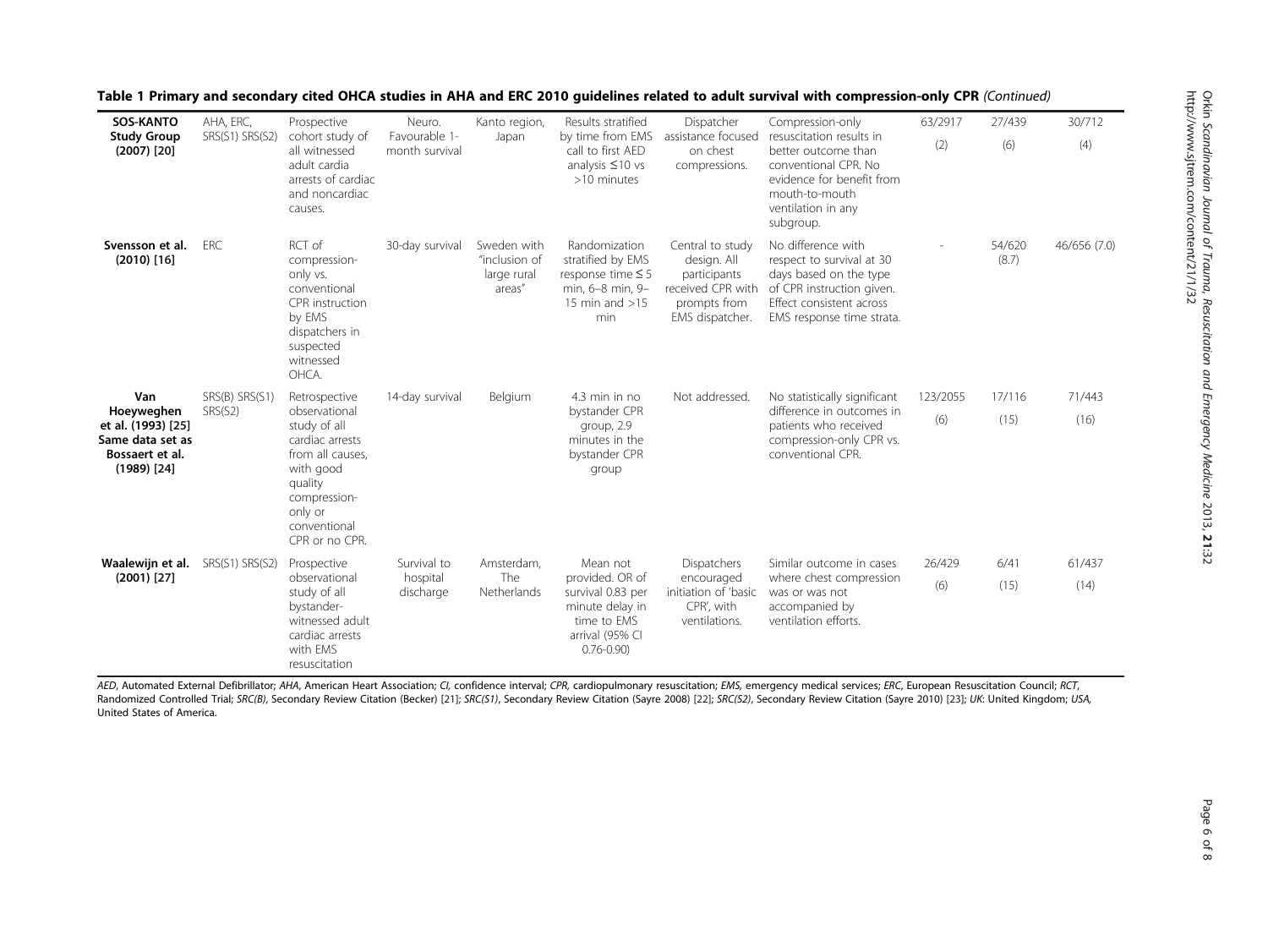**Table 1 Primary and secondary cited OHCA studies in AHA and ERC 2010 guidelines related to adult survival with compression-only CPR** *(Continued)*

| | | | | | | | | | | |
|---|---|---|---|---|---|---|---|---|---|---|
| **SOS-KANTO Study Group (2007) [20]** | AHA, ERC, SRS(S1) SRS(S2) | Prospective cohort study of all witnessed adult cardia arrests of cardiac and noncardiac causes. | Neuro. Favourable 1-month survival | Kanto region, Japan | Results stratified by time from EMS call to first AED analysis ≤10 vs >10 minutes | Dispatcher assistance focused on chest compressions. | Compression-only resuscitation results in better outcome than conventional CPR. No evidence for benefit from mouth-to-mouth ventilation in any subgroup. | 63/2917 (2) | 27/439 (6) | 30/712 (4) |
| **Svensson et al. (2010) [16]** | ERC | RCT of compression-only vs. conventional CPR instruction by EMS dispatchers in suspected witnessed OHCA. | 30-day survival | Sweden with "inclusion of large rural areas" | Randomization stratified by EMS response time ≤ 5 min, 6–8 min, 9–15 min and >15 min | Central to study design. All participants received CPR with prompts from EMS dispatcher. | No difference with respect to survival at 30 days based on the type of CPR instruction given. Effect consistent across EMS response time strata. | - | 54/620 (8.7) | 46/656 (7.0) |
| **Van Hoeyweghen et al. (1993) [25] Same data set as Bossaert et al. (1989) [24]** | SRS(B) SRS(S1) SRS(S2) | Retrospective observational study of all cardiac arrests from all causes, with good quality compression-only or conventional CPR or no CPR. | 14-day survival | Belgium | 4.3 min in no bystander CPR group, 2.9 minutes in the bystander CPR group | Not addressed. | No statistically significant difference in outcomes in patients who received compression-only CPR vs. conventional CPR. | 123/2055 (6) | 17/116 (15) | 71/443 (16) |
| **Waalewijn et al. (2001) [27]** | SRS(S1) SRS(S2) | Prospective observational study of all bystander-witnessed adult cardiac arrests with EMS resuscitation | Survival to hospital discharge | Amsterdam, The Netherlands | Mean not provided. OR of survival 0.83 per minute delay in time to EMS arrival (95% CI 0.76-0.90) | Dispatchers encouraged initiation of 'basic CPR', with ventilations. | Similar outcome in cases where chest compression was or was not accompanied by ventilation efforts. | 26/429 (6) | 6/41 (15) | 61/437 (14) |

*AED*, Automated External Defibrillator; *AHA*, American Heart Association; *CI*, confidence interval; *CPR*, cardiopulmonary resuscitation; *EMS*, emergency medical services; *ERC*, European Resuscitation Council; *RCT*, Randomized Controlled Trial; *SRC(B)*, Secondary Review Citation (Becker) [21]; *SRC(S1)*, Secondary Review Citation (Sayre 2008) [22]; *SRC(S2)*, Secondary Review Citation (Sayre 2010) [23]; *UK*: United Kingdom; *USA*, United States of America.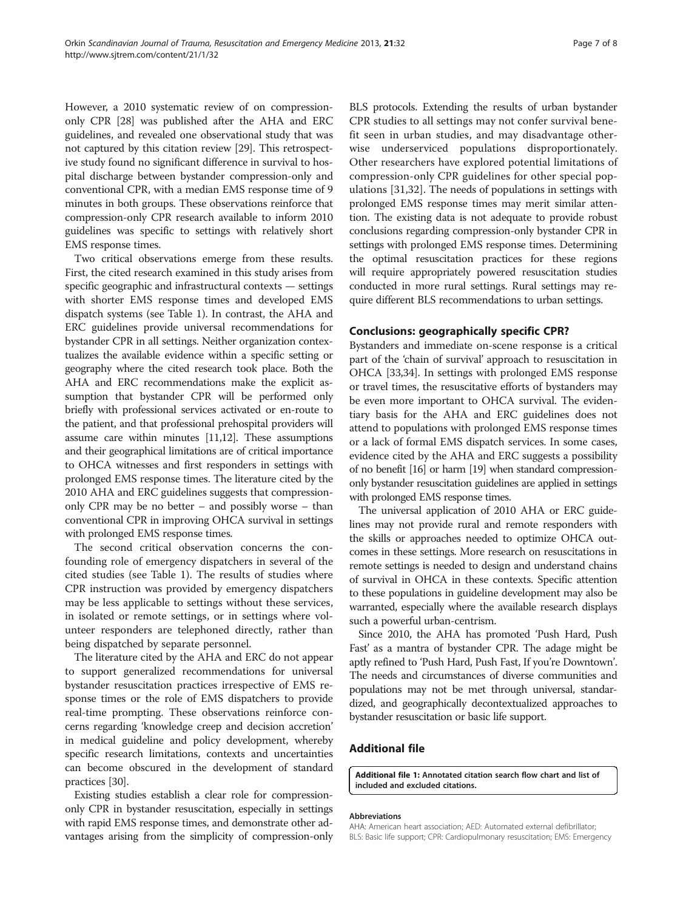However, a 2010 systematic review of on compression-only CPR [28] was published after the AHA and ERC guidelines, and revealed one observational study that was not captured by this citation review [29]. This retrospective study found no significant difference in survival to hospital discharge between bystander compression-only and conventional CPR, with a median EMS response time of 9 minutes in both groups. These observations reinforce that compression-only CPR research available to inform 2010 guidelines was specific to settings with relatively short EMS response times.

Two critical observations emerge from these results. First, the cited research examined in this study arises from specific geographic and infrastructural contexts — settings with shorter EMS response times and developed EMS dispatch systems (see Table 1). In contrast, the AHA and ERC guidelines provide universal recommendations for bystander CPR in all settings. Neither organization contextualizes the available evidence within a specific setting or geography where the cited research took place. Both the AHA and ERC recommendations make the explicit assumption that bystander CPR will be performed only briefly with professional services activated or en-route to the patient, and that professional prehospital providers will assume care within minutes [11,12]. These assumptions and their geographical limitations are of critical importance to OHCA witnesses and first responders in settings with prolonged EMS response times. The literature cited by the 2010 AHA and ERC guidelines suggests that compression-only CPR may be no better – and possibly worse – than conventional CPR in improving OHCA survival in settings with prolonged EMS response times.

The second critical observation concerns the confounding role of emergency dispatchers in several of the cited studies (see Table 1). The results of studies where CPR instruction was provided by emergency dispatchers may be less applicable to settings without these services, in isolated or remote settings, or in settings where volunteer responders are telephoned directly, rather than being dispatched by separate personnel.

The literature cited by the AHA and ERC do not appear to support generalized recommendations for universal bystander resuscitation practices irrespective of EMS response times or the role of EMS dispatchers to provide real-time prompting. These observations reinforce concerns regarding 'knowledge creep and decision accretion' in medical guideline and policy development, whereby specific research limitations, contexts and uncertainties can become obscured in the development of standard practices [30].

Existing studies establish a clear role for compression-only CPR in bystander resuscitation, especially in settings with rapid EMS response times, and demonstrate other advantages arising from the simplicity of compression-only BLS protocols. Extending the results of urban bystander CPR studies to all settings may not confer survival benefit seen in urban studies, and may disadvantage otherwise underserviced populations disproportionately. Other researchers have explored potential limitations of compression-only CPR guidelines for other special populations [31,32]. The needs of populations in settings with prolonged EMS response times may merit similar attention. The existing data is not adequate to provide robust conclusions regarding compression-only bystander CPR in settings with prolonged EMS response times. Determining the optimal resuscitation practices for these regions will require appropriately powered resuscitation studies conducted in more rural settings. Rural settings may require different BLS recommendations to urban settings.

## Conclusions: geographically specific CPR?

Bystanders and immediate on-scene response is a critical part of the 'chain of survival' approach to resuscitation in OHCA [33,34]. In settings with prolonged EMS response or travel times, the resuscitative efforts of bystanders may be even more important to OHCA survival. The evidentiary basis for the AHA and ERC guidelines does not attend to populations with prolonged EMS response times or a lack of formal EMS dispatch services. In some cases, evidence cited by the AHA and ERC suggests a possibility of no benefit [16] or harm [19] when standard compression-only bystander resuscitation guidelines are applied in settings with prolonged EMS response times.

The universal application of 2010 AHA or ERC guidelines may not provide rural and remote responders with the skills or approaches needed to optimize OHCA outcomes in these settings. More research on resuscitations in remote settings is needed to design and understand chains of survival in OHCA in these contexts. Specific attention to these populations in guideline development may also be warranted, especially where the available research displays such a powerful urban-centrism.

Since 2010, the AHA has promoted 'Push Hard, Push Fast' as a mantra of bystander CPR. The adage might be aptly refined to 'Push Hard, Push Fast, If you're Downtown'. The needs and circumstances of diverse communities and populations may not be met through universal, standardized, and geographically decontextualized approaches to bystander resuscitation or basic life support.

## Additional file

**Additional file 1: Annotated citation search flow chart and list of included and excluded citations.**

#### Abbreviations

AHA: American heart association; AED: Automated external defibrillator; BLS: Basic life support; CPR: Cardiopulmonary resuscitation; EMS: Emergency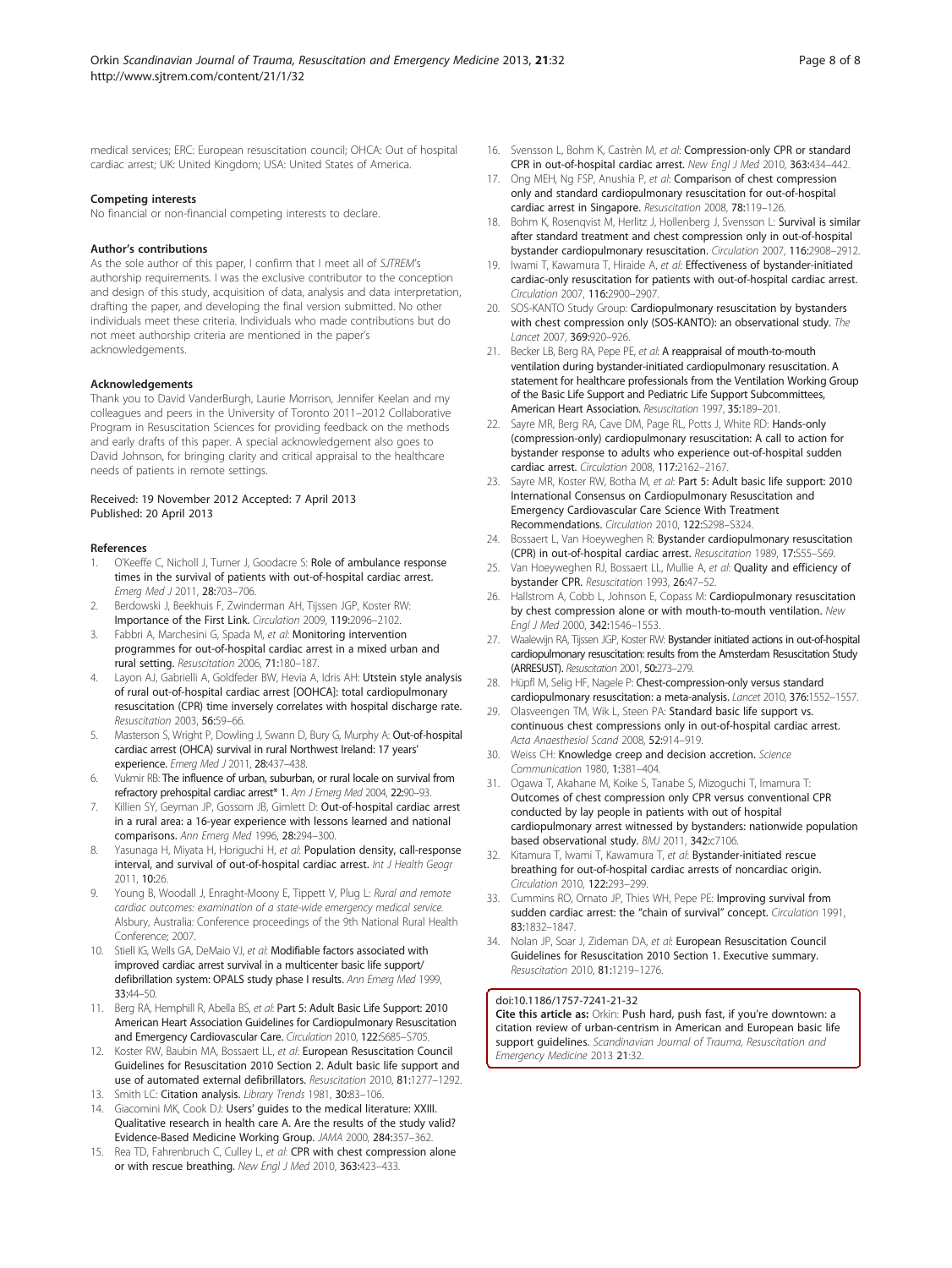medical services; ERC: European resuscitation council; OHCA: Out of hospital cardiac arrest; UK: United Kingdom; USA: United States of America.

#### Competing interests

No financial or non-financial competing interests to declare.

#### Author's contributions

As the sole author of this paper, I confirm that I meet all of *SJTREM*'s authorship requirements. I was the exclusive contributor to the conception and design of this study, acquisition of data, analysis and data interpretation, drafting the paper, and developing the final version submitted. No other individuals meet these criteria. Individuals who made contributions but do not meet authorship criteria are mentioned in the paper's acknowledgements.

#### Acknowledgements

Thank you to David VanderBurgh, Laurie Morrison, Jennifer Keelan and my colleagues and peers in the University of Toronto 2011–2012 Collaborative Program in Resuscitation Sciences for providing feedback on the methods and early drafts of this paper. A special acknowledgement also goes to David Johnson, for bringing clarity and critical appraisal to the healthcare needs of patients in remote settings.

Received: 19 November 2012 Accepted: 7 April 2013
Published: 20 April 2013

#### References

1. O'Keeffe C, Nicholl J, Turner J, Goodacre S: **Role of ambulance response times in the survival of patients with out-of-hospital cardiac arrest.** *Emerg Med J* 2011, **28:**703–706.
2. Berdowski J, Beekhuis F, Zwinderman AH, Tijssen JGP, Koster RW: **Importance of the First Link.** *Circulation* 2009, **119:**2096–2102.
3. Fabbri A, Marchesini G, Spada M, *et al*: **Monitoring intervention programmes for out-of-hospital cardiac arrest in a mixed urban and rural setting.** *Resuscitation* 2006, **71:**180–187.
4. Layon AJ, Gabrielli A, Goldfeder BW, Hevia A, Idris AH: **Utstein style analysis of rural out-of-hospital cardiac arrest [OOHCA]: total cardiopulmonary resuscitation (CPR) time inversely correlates with hospital discharge rate.** *Resuscitation* 2003, **56:**59–66.
5. Masterson S, Wright P, Dowling J, Swann D, Bury G, Murphy A: **Out-of-hospital cardiac arrest (OHCA) survival in rural Northwest Ireland: 17 years' experience.** *Emerg Med J* 2011, **28:**437–438.
6. Vukmir RB: **The influence of urban, suburban, or rural locale on survival from refractory prehospital cardiac arrest* 1.** *Am J Emerg Med* 2004, **22:**90–93.
7. Killien SY, Geyman JP, Gossom JB, Gimlett D: **Out-of-hospital cardiac arrest in a rural area: a 16-year experience with lessons learned and national comparisons.** *Ann Emerg Med* 1996, **28:**294–300.
8. Yasunaga H, Miyata H, Horiguchi H, *et al*: **Population density, call-response interval, and survival of out-of-hospital cardiac arrest.** *Int J Health Geogr* 2011, **10:**26.
9. Young B, Woodall J, Enraght-Moony E, Tippett V, Plug L: *Rural and remote cardiac outcomes: examination of a state-wide emergency medical service.* Alsbury, Australia: Conference proceedings of the 9th National Rural Health Conference; 2007.
10. Stiell IG, Wells GA, DeMaio VJ, *et al*: **Modifiable factors associated with improved cardiac arrest survival in a multicenter basic life support/defibrillation system: OPALS study phase I results.** *Ann Emerg Med* 1999, **33:**44–50.
11. Berg RA, Hemphill R, Abella BS, *et al*: **Part 5: Adult Basic Life Support: 2010 American Heart Association Guidelines for Cardiopulmonary Resuscitation and Emergency Cardiovascular Care.** *Circulation* 2010, **122:**S685–S705.
12. Koster RW, Baubin MA, Bossaert LL, *et al*: **European Resuscitation Council Guidelines for Resuscitation 2010 Section 2. Adult basic life support and use of automated external defibrillators.** *Resuscitation* 2010, **81:**1277–1292.
13. Smith LC: **Citation analysis.** *Library Trends* 1981, **30:**83–106.
14. Giacomini MK, Cook DJ: **Users' guides to the medical literature: XXIII. Qualitative research in health care A. Are the results of the study valid? Evidence-Based Medicine Working Group.** *JAMA* 2000, **284:**357–362.
15. Rea TD, Fahrenbruch C, Culley L, *et al*: **CPR with chest compression alone or with rescue breathing.** *New Engl J Med* 2010, **363:**423–433.
16. Svensson L, Bohm K, Castrèn M, *et al*: **Compression-only CPR or standard CPR in out-of-hospital cardiac arrest.** *New Engl J Med* 2010, **363:**434–442.
17. Ong MEH, Ng FSP, Anushia P, *et al*: **Comparison of chest compression only and standard cardiopulmonary resuscitation for out-of-hospital cardiac arrest in Singapore.** *Resuscitation* 2008, **78:**119–126.
18. Bohm K, Rosenqvist M, Herlitz J, Hollenberg J, Svensson L: **Survival is similar after standard treatment and chest compression only in out-of-hospital bystander cardiopulmonary resuscitation.** *Circulation* 2007, **116:**2908–2912.
19. Iwami T, Kawamura T, Hiraide A, *et al*: **Effectiveness of bystander-initiated cardiac-only resuscitation for patients with out-of-hospital cardiac arrest.** *Circulation* 2007, **116:**2900–2907.
20. SOS-KANTO Study Group: **Cardiopulmonary resuscitation by bystanders with chest compression only (SOS-KANTO): an observational study.** *The Lancet* 2007, **369:**920–926.
21. Becker LB, Berg RA, Pepe PE, *et al*: **A reappraisal of mouth-to-mouth ventilation during bystander-initiated cardiopulmonary resuscitation. A statement for healthcare professionals from the Ventilation Working Group of the Basic Life Support and Pediatric Life Support Subcommittees, American Heart Association.** *Resuscitation* 1997, **35:**189–201.
22. Sayre MR, Berg RA, Cave DM, Page RL, Potts J, White RD: **Hands-only (compression-only) cardiopulmonary resuscitation: A call to action for bystander response to adults who experience out-of-hospital sudden cardiac arrest.** *Circulation* 2008, **117:**2162–2167.
23. Sayre MR, Koster RW, Botha M, *et al*: **Part 5: Adult basic life support: 2010 International Consensus on Cardiopulmonary Resuscitation and Emergency Cardiovascular Care Science With Treatment Recommendations.** *Circulation* 2010, **122:**S298–S324.
24. Bossaert L, Van Hoeyweghen R: **Bystander cardiopulmonary resuscitation (CPR) in out-of-hospital cardiac arrest.** *Resuscitation* 1989, **17:**S55–S69.
25. Van Hoeyweghen RJ, Bossaert LL, Mullie A, *et al*: **Quality and efficiency of bystander CPR.** *Resuscitation* 1993, **26:**47–52.
26. Hallstrom A, Cobb L, Johnson E, Copass M: **Cardiopulmonary resuscitation by chest compression alone or with mouth-to-mouth ventilation.** *New Engl J Med* 2000, **342:**1546–1553.
27. Waalewijn RA, Tijssen JGP, Koster RW: **Bystander initiated actions in out-of-hospital cardiopulmonary resuscitation: results from the Amsterdam Resuscitation Study (ARRESUST).** *Resuscitation* 2001, **50:**273–279.
28. Hüpfl M, Selig HF, Nagele P: **Chest-compression-only versus standard cardiopulmonary resuscitation: a meta-analysis.** *Lancet* 2010, **376:**1552–1557.
29. Olasveengen TM, Wik L, Steen PA: **Standard basic life support vs. continuous chest compressions only in out-of-hospital cardiac arrest.** *Acta Anaesthesiol Scand* 2008, **52:**914–919.
30. Weiss CH: **Knowledge creep and decision accretion.** *Science Communication* 1980, **1:**381–404.
31. Ogawa T, Akahane M, Koike S, Tanabe S, Mizoguchi T, Imamura T: **Outcomes of chest compression only CPR versus conventional CPR conducted by lay people in patients with out of hospital cardiopulmonary arrest witnessed by bystanders: nationwide population based observational study.** *BMJ* 2011, **342:**c7106.
32. Kitamura T, Iwami T, Kawamura T, *et al*: **Bystander-initiated rescue breathing for out-of-hospital cardiac arrests of noncardiac origin.** *Circulation* 2010, **122:**293–299.
33. Cummins RO, Ornato JP, Thies WH, Pepe PE: **Improving survival from sudden cardiac arrest: the "chain of survival" concept.** *Circulation* 1991, **83:**1832–1847.
34. Nolan JP, Soar J, Zideman DA, *et al*: **European Resuscitation Council Guidelines for Resuscitation 2010 Section 1. Executive summary.** *Resuscitation* 2010, **81:**1219–1276.

doi:10.1186/1757-7241-21-32

**Cite this article as:** Orkin: Push hard, push fast, if you're downtown: a citation review of urban-centrism in American and European basic life support guidelines. *Scandinavian Journal of Trauma, Resuscitation and Emergency Medicine* 2013 **21**:32.